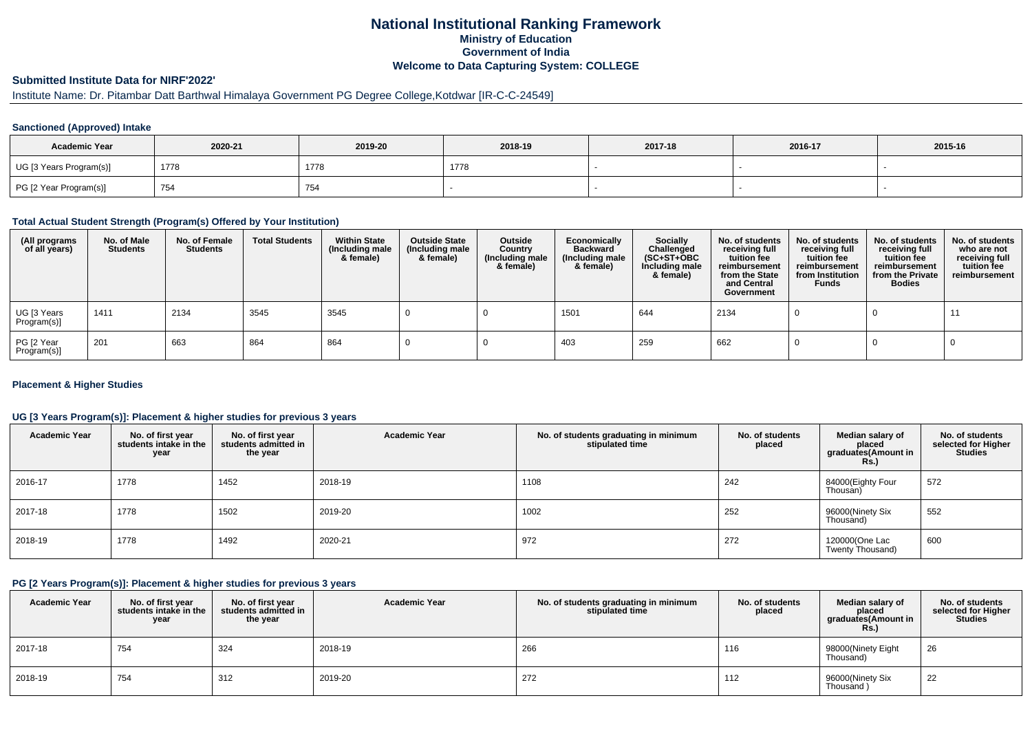# National Institutional Ranking Framework

## Ministry of Education

## Government of India

## Welcome to Data Capturing System: COLLEGE

### Submitted Institute Data for NIRF'2022'

Institute Name: Dr. Pitambar Datt Barthwal Himalaya Government PG Degree College,Kotdwar [IR-C-C-24549]

#### Sanctioned (Approved) Intake

| Academic Year | 2020-21 | 2019-20 | 2018-19 | 2017-18 | 2016-17 | 2015-16 |
|---|---|---|---|---|---|---|
| UG [3 Years Program(s)] | 1778 | 1778 | 1778 | - | - | - |
| PG [2 Year Program(s)] | 754 | 754 | - | - | - | - |

#### Total Actual Student Strength (Program(s) Offered by Your Institution)

| (All programs of all years) | No. of Male Students | No. of Female Students | Total Students | Within State (Including male & female) | Outside State (Including male & female) | Outside Country (Including male & female) | Economically Backward (Including male & female) | Socially Challenged (SC+ST+OBC Including male & female) | No. of students receiving full tuition fee reimbursement from the State and Central Government | No. of students receiving full tuition fee reimbursement from Institution Funds | No. of students receiving full tuition fee reimbursement from the Private Bodies | No. of students who are not receiving full tuition fee reimbursement |
|---|---|---|---|---|---|---|---|---|---|---|---|---|
| UG [3 Years Program(s)] | 1411 | 2134 | 3545 | 3545 | 0 | 0 | 1501 | 644 | 2134 | 0 | 0 | 11 |
| PG [2 Year Program(s)] | 201 | 663 | 864 | 864 | 0 | 0 | 403 | 259 | 662 | 0 | 0 | 0 |

#### Placement & Higher Studies

#### UG [3 Years Program(s)]: Placement & higher studies for previous 3 years

| Academic Year | No. of first year students intake in the year | No. of first year students admitted in the year | Academic Year | No. of students graduating in minimum stipulated time | No. of students placed | Median salary of placed graduates(Amount in Rs.) | No. of students selected for Higher Studies |
|---|---|---|---|---|---|---|---|
| 2016-17 | 1778 | 1452 | 2018-19 | 1108 | 242 | 84000(Eighty Four Thousan) | 572 |
| 2017-18 | 1778 | 1502 | 2019-20 | 1002 | 252 | 96000(Ninety Six Thousand) | 552 |
| 2018-19 | 1778 | 1492 | 2020-21 | 972 | 272 | 120000(One Lac Twenty Thousand) | 600 |

#### PG [2 Years Program(s)]: Placement & higher studies for previous 3 years

| Academic Year | No. of first year students intake in the year | No. of first year students admitted in the year | Academic Year | No. of students graduating in minimum stipulated time | No. of students placed | Median salary of placed graduates(Amount in Rs.) | No. of students selected for Higher Studies |
|---|---|---|---|---|---|---|---|
| 2017-18 | 754 | 324 | 2018-19 | 266 | 116 | 98000(Ninety Eight Thousand) | 26 |
| 2018-19 | 754 | 312 | 2019-20 | 272 | 112 | 96000(Ninety Six Thousand ) | 22 |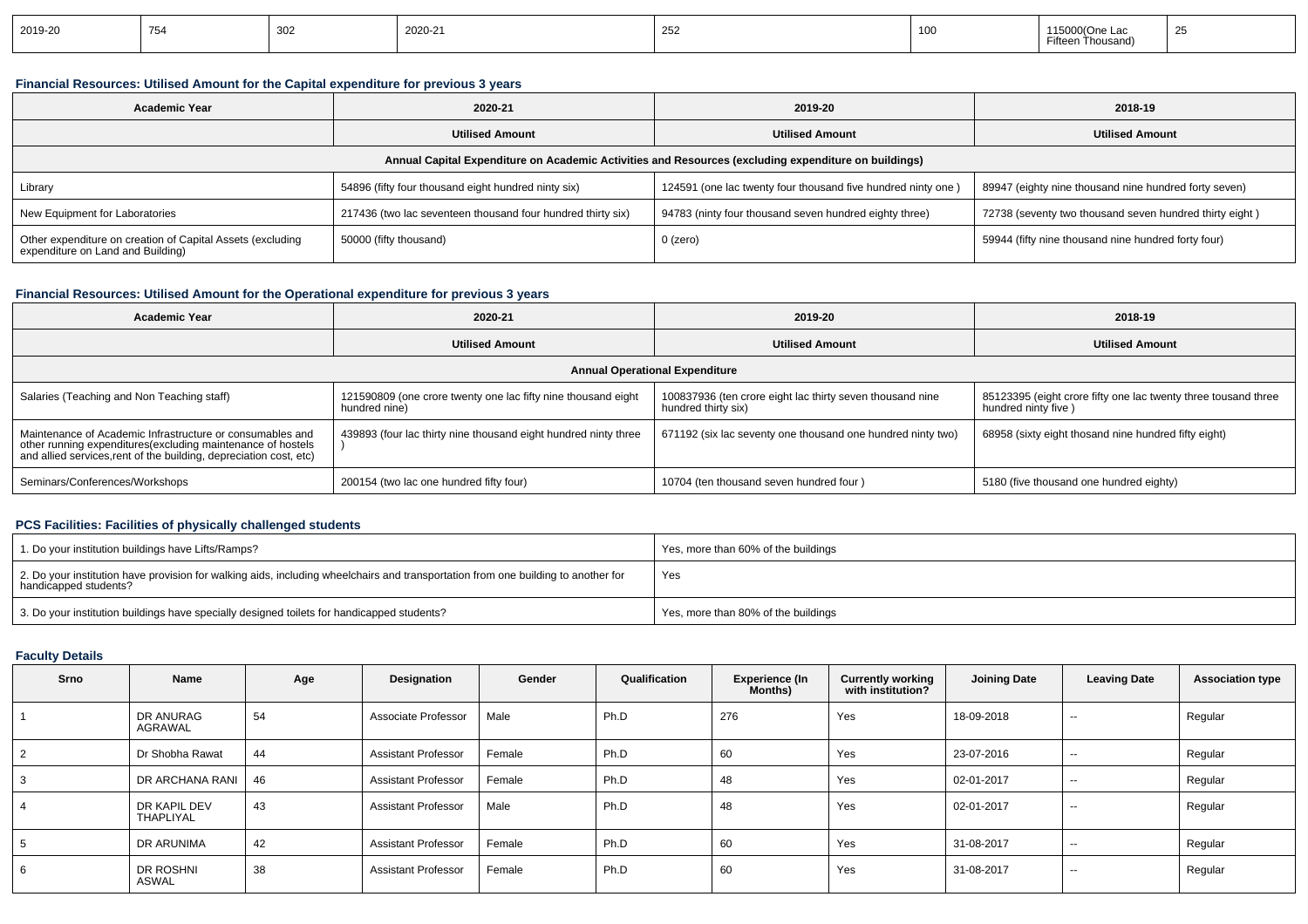| 2019-20 | 754 | 302 | 2020-21 | 252 | 100 | 115000(One Lac Fifteen Thousand) | 25 |
|---|---|---|---|---|---|---|---|

### Financial Resources: Utilised Amount for the Capital expenditure for previous 3 years

| Academic Year | 2020-21 | 2019-20 | 2018-19 |
|---|---|---|---|
| | Utilised Amount | Utilised Amount | Utilised Amount |
| Annual Capital Expenditure on Academic Activities and Resources (excluding expenditure on buildings) | | | |
| Library | 54896 (fifty four thousand eight hundred ninty six) | 124591 (one lac twenty four thousand five hundred ninty one ) | 89947 (eighty nine thousand nine hundred forty seven) |
| New Equipment for Laboratories | 217436 (two lac seventeen thousand four hundred thirty six) | 94783 (ninty four thousand seven hundred eighty three) | 72738 (seventy two thousand seven hundred thirty eight ) |
| Other expenditure on creation of Capital Assets (excluding expenditure on Land and Building) | 50000 (fifty thousand) | 0 (zero) | 59944 (fifty nine thousand nine hundred forty four) |

### Financial Resources: Utilised Amount for the Operational expenditure for previous 3 years

| Academic Year | 2020-21 | 2019-20 | 2018-19 |
|---|---|---|---|
| | Utilised Amount | Utilised Amount | Utilised Amount |
| Annual Operational Expenditure | | | |
| Salaries (Teaching and Non Teaching staff) | 121590809 (one crore twenty one lac fifty nine thousand eight hundred nine) | 100837936 (ten crore eight lac thirty seven thousand nine hundred thirty six) | 85123395 (eight crore fifty one lac twenty three tousand three hundred ninty five ) |
| Maintenance of Academic Infrastructure or consumables and other running expenditures(excluding maintenance of hostels and allied services,rent of the building, depreciation cost, etc) | 439893 (four lac thirty nine thousand eight hundred ninty three ) | 671192 (six lac seventy one thousand one hundred ninty two) | 68958 (sixty eight thosand nine hundred fifty eight) |
| Seminars/Conferences/Workshops | 200154 (two lac one hundred fifty four) | 10704 (ten thousand seven hundred four ) | 5180 (five thousand one hundred eighty) |

### PCS Facilities: Facilities of physically challenged students

| | |
|---|---|
| 1. Do your institution buildings have Lifts/Ramps? | Yes, more than 60% of the buildings |
| 2. Do your institution have provision for walking aids, including wheelchairs and transportation from one building to another for handicapped students? | Yes |
| 3. Do your institution buildings have specially designed toilets for handicapped students? | Yes, more than 80% of the buildings |

### Faculty Details

| Srno | Name | Age | Designation | Gender | Qualification | Experience (In Months) | Currently working with institution? | Joining Date | Leaving Date | Association type |
|---|---|---|---|---|---|---|---|---|---|---|
| 1 | DR ANURAG AGRAWAL | 54 | Associate Professor | Male | Ph.D | 276 | Yes | 18-09-2018 | -- | Regular |
| 2 | Dr Shobha Rawat | 44 | Assistant Professor | Female | Ph.D | 60 | Yes | 23-07-2016 | -- | Regular |
| 3 | DR ARCHANA RANI | 46 | Assistant Professor | Female | Ph.D | 48 | Yes | 02-01-2017 | -- | Regular |
| 4 | DR KAPIL DEV THAPLIYAL | 43 | Assistant Professor | Male | Ph.D | 48 | Yes | 02-01-2017 | -- | Regular |
| 5 | DR ARUNIMA | 42 | Assistant Professor | Female | Ph.D | 60 | Yes | 31-08-2017 | -- | Regular |
| 6 | DR ROSHNI ASWAL | 38 | Assistant Professor | Female | Ph.D | 60 | Yes | 31-08-2017 | -- | Regular |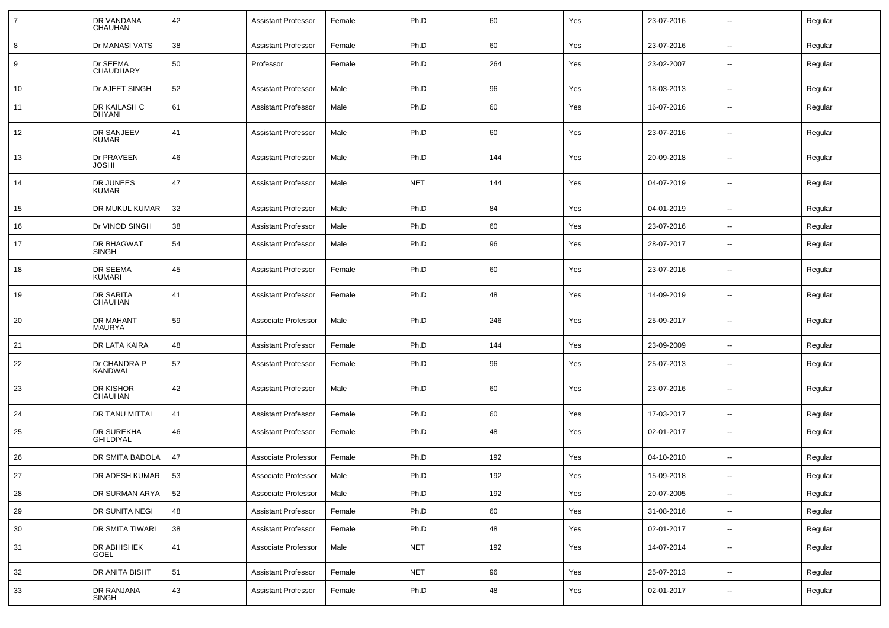| | | | | | | | | | | |
|---|---|---|---|---|---|---|---|---|---|---|
| 7 | DR VANDANA CHAUHAN | 42 | Assistant Professor | Female | Ph.D | 60 | Yes | 23-07-2016 | -- | Regular |
| 8 | Dr MANASI VATS | 38 | Assistant Professor | Female | Ph.D | 60 | Yes | 23-07-2016 | -- | Regular |
| 9 | Dr SEEMA CHAUDHARY | 50 | Professor | Female | Ph.D | 264 | Yes | 23-02-2007 | -- | Regular |
| 10 | Dr AJEET SINGH | 52 | Assistant Professor | Male | Ph.D | 96 | Yes | 18-03-2013 | -- | Regular |
| 11 | DR KAILASH C DHYANI | 61 | Assistant Professor | Male | Ph.D | 60 | Yes | 16-07-2016 | -- | Regular |
| 12 | DR SANJEEV KUMAR | 41 | Assistant Professor | Male | Ph.D | 60 | Yes | 23-07-2016 | -- | Regular |
| 13 | Dr PRAVEEN JOSHI | 46 | Assistant Professor | Male | Ph.D | 144 | Yes | 20-09-2018 | -- | Regular |
| 14 | DR JUNEES KUMAR | 47 | Assistant Professor | Male | NET | 144 | Yes | 04-07-2019 | -- | Regular |
| 15 | DR MUKUL KUMAR | 32 | Assistant Professor | Male | Ph.D | 84 | Yes | 04-01-2019 | -- | Regular |
| 16 | Dr VINOD SINGH | 38 | Assistant Professor | Male | Ph.D | 60 | Yes | 23-07-2016 | -- | Regular |
| 17 | DR BHAGWAT SINGH | 54 | Assistant Professor | Male | Ph.D | 96 | Yes | 28-07-2017 | -- | Regular |
| 18 | DR SEEMA KUMARI | 45 | Assistant Professor | Female | Ph.D | 60 | Yes | 23-07-2016 | -- | Regular |
| 19 | DR SARITA CHAUHAN | 41 | Assistant Professor | Female | Ph.D | 48 | Yes | 14-09-2019 | -- | Regular |
| 20 | DR MAHANT MAURYA | 59 | Associate Professor | Male | Ph.D | 246 | Yes | 25-09-2017 | -- | Regular |
| 21 | DR LATA KAIRA | 48 | Assistant Professor | Female | Ph.D | 144 | Yes | 23-09-2009 | -- | Regular |
| 22 | Dr CHANDRA P KANDWAL | 57 | Assistant Professor | Female | Ph.D | 96 | Yes | 25-07-2013 | -- | Regular |
| 23 | DR KISHOR CHAUHAN | 42 | Assistant Professor | Male | Ph.D | 60 | Yes | 23-07-2016 | -- | Regular |
| 24 | DR TANU MITTAL | 41 | Assistant Professor | Female | Ph.D | 60 | Yes | 17-03-2017 | -- | Regular |
| 25 | DR SUREKHA GHILDIYAL | 46 | Assistant Professor | Female | Ph.D | 48 | Yes | 02-01-2017 | -- | Regular |
| 26 | DR SMITA BADOLA | 47 | Associate Professor | Female | Ph.D | 192 | Yes | 04-10-2010 | -- | Regular |
| 27 | DR ADESH KUMAR | 53 | Associate Professor | Male | Ph.D | 192 | Yes | 15-09-2018 | -- | Regular |
| 28 | DR SURMAN ARYA | 52 | Associate Professor | Male | Ph.D | 192 | Yes | 20-07-2005 | -- | Regular |
| 29 | DR SUNITA NEGI | 48 | Assistant Professor | Female | Ph.D | 60 | Yes | 31-08-2016 | -- | Regular |
| 30 | DR SMITA TIWARI | 38 | Assistant Professor | Female | Ph.D | 48 | Yes | 02-01-2017 | -- | Regular |
| 31 | DR ABHISHEK GOEL | 41 | Associate Professor | Male | NET | 192 | Yes | 14-07-2014 | -- | Regular |
| 32 | DR ANITA BISHT | 51 | Assistant Professor | Female | NET | 96 | Yes | 25-07-2013 | -- | Regular |
| 33 | DR RANJANA SINGH | 43 | Assistant Professor | Female | Ph.D | 48 | Yes | 02-01-2017 | -- | Regular |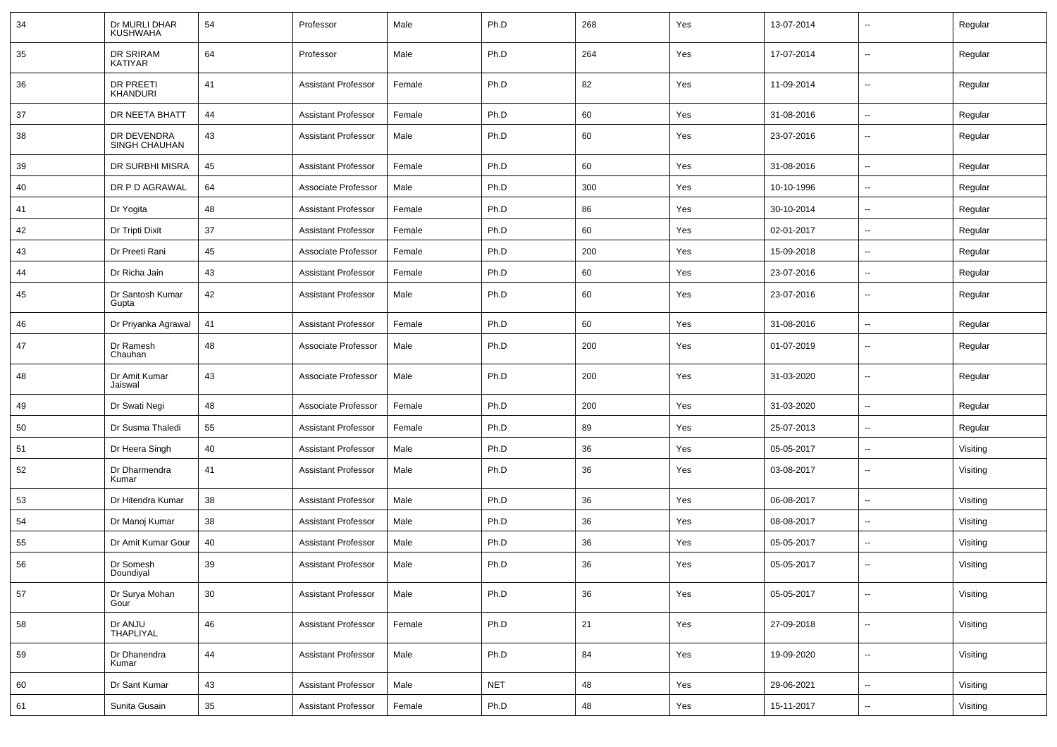| 34 | Dr MURLI DHAR KUSHWAHA | 54 | Professor | Male | Ph.D | 268 | Yes | 13-07-2014 | -- | Regular |
|---|---|---|---|---|---|---|---|---|---|---|
| 35 | DR SRIRAM KATIYAR | 64 | Professor | Male | Ph.D | 264 | Yes | 17-07-2014 | -- | Regular |
| 36 | DR PREETI KHANDURI | 41 | Assistant Professor | Female | Ph.D | 82 | Yes | 11-09-2014 | -- | Regular |
| 37 | DR NEETA BHATT | 44 | Assistant Professor | Female | Ph.D | 60 | Yes | 31-08-2016 | -- | Regular |
| 38 | DR DEVENDRA SINGH CHAUHAN | 43 | Assistant Professor | Male | Ph.D | 60 | Yes | 23-07-2016 | -- | Regular |
| 39 | DR SURBHI MISRA | 45 | Assistant Professor | Female | Ph.D | 60 | Yes | 31-08-2016 | -- | Regular |
| 40 | DR P D AGRAWAL | 64 | Associate Professor | Male | Ph.D | 300 | Yes | 10-10-1996 | -- | Regular |
| 41 | Dr Yogita | 48 | Assistant Professor | Female | Ph.D | 86 | Yes | 30-10-2014 | -- | Regular |
| 42 | Dr Tripti Dixit | 37 | Assistant Professor | Female | Ph.D | 60 | Yes | 02-01-2017 | -- | Regular |
| 43 | Dr Preeti Rani | 45 | Associate Professor | Female | Ph.D | 200 | Yes | 15-09-2018 | -- | Regular |
| 44 | Dr Richa Jain | 43 | Assistant Professor | Female | Ph.D | 60 | Yes | 23-07-2016 | -- | Regular |
| 45 | Dr Santosh Kumar Gupta | 42 | Assistant Professor | Male | Ph.D | 60 | Yes | 23-07-2016 | -- | Regular |
| 46 | Dr Priyanka Agrawal | 41 | Assistant Professor | Female | Ph.D | 60 | Yes | 31-08-2016 | -- | Regular |
| 47 | Dr Ramesh Chauhan | 48 | Associate Professor | Male | Ph.D | 200 | Yes | 01-07-2019 | -- | Regular |
| 48 | Dr Amit Kumar Jaiswal | 43 | Associate Professor | Male | Ph.D | 200 | Yes | 31-03-2020 | -- | Regular |
| 49 | Dr Swati Negi | 48 | Associate Professor | Female | Ph.D | 200 | Yes | 31-03-2020 | -- | Regular |
| 50 | Dr Susma Thaledi | 55 | Assistant Professor | Female | Ph.D | 89 | Yes | 25-07-2013 | -- | Regular |
| 51 | Dr Heera Singh | 40 | Assistant Professor | Male | Ph.D | 36 | Yes | 05-05-2017 | -- | Visiting |
| 52 | Dr Dharmendra Kumar | 41 | Assistant Professor | Male | Ph.D | 36 | Yes | 03-08-2017 | -- | Visiting |
| 53 | Dr Hitendra Kumar | 38 | Assistant Professor | Male | Ph.D | 36 | Yes | 06-08-2017 | -- | Visiting |
| 54 | Dr Manoj Kumar | 38 | Assistant Professor | Male | Ph.D | 36 | Yes | 08-08-2017 | -- | Visiting |
| 55 | Dr Amit Kumar Gour | 40 | Assistant Professor | Male | Ph.D | 36 | Yes | 05-05-2017 | -- | Visiting |
| 56 | Dr Somesh Doundiyal | 39 | Assistant Professor | Male | Ph.D | 36 | Yes | 05-05-2017 | -- | Visiting |
| 57 | Dr Surya Mohan Gour | 30 | Assistant Professor | Male | Ph.D | 36 | Yes | 05-05-2017 | -- | Visiting |
| 58 | Dr ANJU THAPLIYAL | 46 | Assistant Professor | Female | Ph.D | 21 | Yes | 27-09-2018 | -- | Visiting |
| 59 | Dr Dhanendra Kumar | 44 | Assistant Professor | Male | Ph.D | 84 | Yes | 19-09-2020 | -- | Visiting |
| 60 | Dr Sant Kumar | 43 | Assistant Professor | Male | NET | 48 | Yes | 29-06-2021 | -- | Visiting |
| 61 | Sunita Gusain | 35 | Assistant Professor | Female | Ph.D | 48 | Yes | 15-11-2017 | -- | Visiting |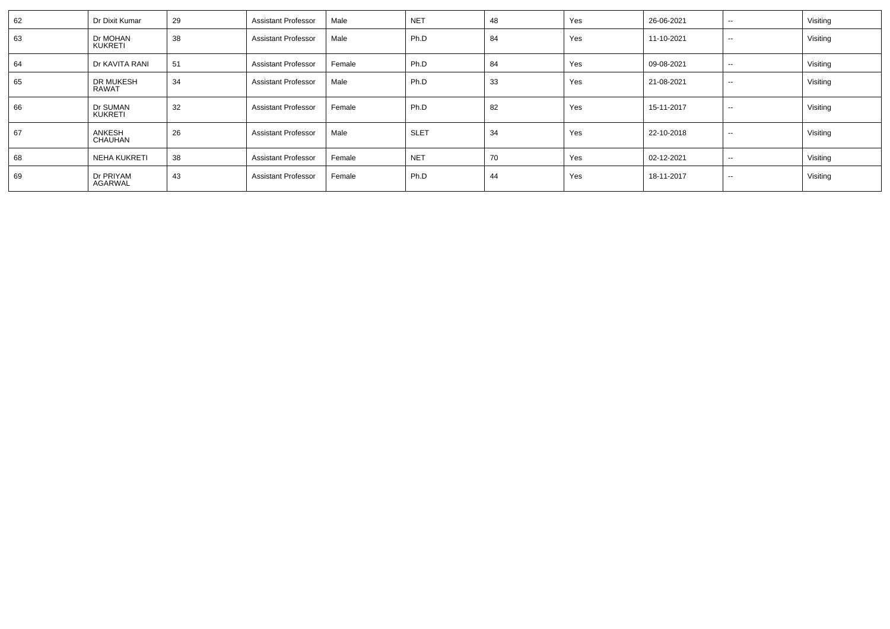| | | | | | | | | | | |
|---|---|---|---|---|---|---|---|---|---|---|
| 62 | Dr Dixit Kumar | 29 | Assistant Professor | Male | NET | 48 | Yes | 26-06-2021 | -- | Visiting |
| 63 | Dr MOHAN KUKRETI | 38 | Assistant Professor | Male | Ph.D | 84 | Yes | 11-10-2021 | -- | Visiting |
| 64 | Dr KAVITA RANI | 51 | Assistant Professor | Female | Ph.D | 84 | Yes | 09-08-2021 | -- | Visiting |
| 65 | DR MUKESH RAWAT | 34 | Assistant Professor | Male | Ph.D | 33 | Yes | 21-08-2021 | -- | Visiting |
| 66 | Dr SUMAN KUKRETI | 32 | Assistant Professor | Female | Ph.D | 82 | Yes | 15-11-2017 | -- | Visiting |
| 67 | ANKESH CHAUHAN | 26 | Assistant Professor | Male | SLET | 34 | Yes | 22-10-2018 | -- | Visiting |
| 68 | NEHA KUKRETI | 38 | Assistant Professor | Female | NET | 70 | Yes | 02-12-2021 | -- | Visiting |
| 69 | Dr PRIYAM AGARWAL | 43 | Assistant Professor | Female | Ph.D | 44 | Yes | 18-11-2017 | -- | Visiting |